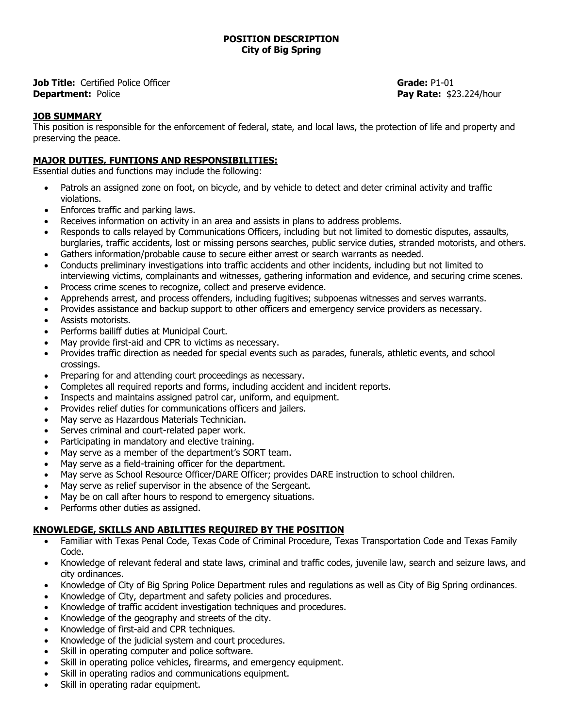**POSITION DESCRIPTION**
**City of Big Spring**

**Job Title:** Certified Police Officer **Grade:** P1-01
**Department:** Police **Pay Rate:** $23.224/hour

## JOB SUMMARY

This position is responsible for the enforcement of federal, state, and local laws, the protection of life and property and preserving the peace.

## MAJOR DUTIES, FUNTIONS AND RESPONSIBILITIES:

Essential duties and functions may include the following:

- Patrols an assigned zone on foot, on bicycle, and by vehicle to detect and deter criminal activity and traffic violations.
- Enforces traffic and parking laws.
- Receives information on activity in an area and assists in plans to address problems.
- Responds to calls relayed by Communications Officers, including but not limited to domestic disputes, assaults, burglaries, traffic accidents, lost or missing persons searches, public service duties, stranded motorists, and others.
- Gathers information/probable cause to secure either arrest or search warrants as needed.
- Conducts preliminary investigations into traffic accidents and other incidents, including but not limited to interviewing victims, complainants and witnesses, gathering information and evidence, and securing crime scenes.
- Process crime scenes to recognize, collect and preserve evidence.
- Apprehends arrest, and process offenders, including fugitives; subpoenas witnesses and serves warrants.
- Provides assistance and backup support to other officers and emergency service providers as necessary.
- Assists motorists.
- Performs bailiff duties at Municipal Court.
- May provide first-aid and CPR to victims as necessary.
- Provides traffic direction as needed for special events such as parades, funerals, athletic events, and school crossings.
- Preparing for and attending court proceedings as necessary.
- Completes all required reports and forms, including accident and incident reports.
- Inspects and maintains assigned patrol car, uniform, and equipment.
- Provides relief duties for communications officers and jailers.
- May serve as Hazardous Materials Technician.
- Serves criminal and court-related paper work.
- Participating in mandatory and elective training.
- May serve as a member of the department's SORT team.
- May serve as a field-training officer for the department.
- May serve as School Resource Officer/DARE Officer; provides DARE instruction to school children.
- May serve as relief supervisor in the absence of the Sergeant.
- May be on call after hours to respond to emergency situations.
- Performs other duties as assigned.

## KNOWLEDGE, SKILLS AND ABILITIES REQUIRED BY THE POSITION

- Familiar with Texas Penal Code, Texas Code of Criminal Procedure, Texas Transportation Code and Texas Family Code.
- Knowledge of relevant federal and state laws, criminal and traffic codes, juvenile law, search and seizure laws, and city ordinances.
- Knowledge of City of Big Spring Police Department rules and regulations as well as City of Big Spring ordinances.
- Knowledge of City, department and safety policies and procedures.
- Knowledge of traffic accident investigation techniques and procedures.
- Knowledge of the geography and streets of the city.
- Knowledge of first-aid and CPR techniques.
- Knowledge of the judicial system and court procedures.
- Skill in operating computer and police software.
- Skill in operating police vehicles, firearms, and emergency equipment.
- Skill in operating radios and communications equipment.
- Skill in operating radar equipment.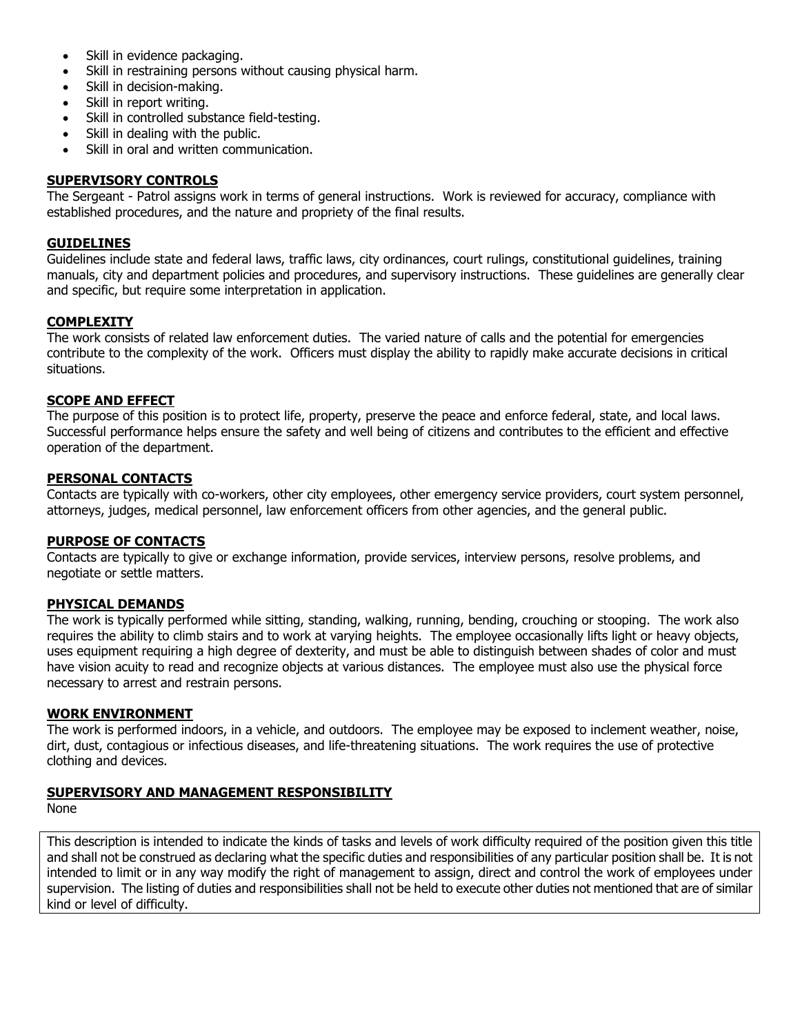- Skill in evidence packaging.
- Skill in restraining persons without causing physical harm.
- Skill in decision-making.
- Skill in report writing.
- Skill in controlled substance field-testing.
- Skill in dealing with the public.
- Skill in oral and written communication.

## SUPERVISORY CONTROLS

The Sergeant - Patrol assigns work in terms of general instructions. Work is reviewed for accuracy, compliance with established procedures, and the nature and propriety of the final results.

## GUIDELINES

Guidelines include state and federal laws, traffic laws, city ordinances, court rulings, constitutional guidelines, training manuals, city and department policies and procedures, and supervisory instructions. These guidelines are generally clear and specific, but require some interpretation in application.

## COMPLEXITY

The work consists of related law enforcement duties. The varied nature of calls and the potential for emergencies contribute to the complexity of the work. Officers must display the ability to rapidly make accurate decisions in critical situations.

## SCOPE AND EFFECT

The purpose of this position is to protect life, property, preserve the peace and enforce federal, state, and local laws. Successful performance helps ensure the safety and well being of citizens and contributes to the efficient and effective operation of the department.

## PERSONAL CONTACTS

Contacts are typically with co-workers, other city employees, other emergency service providers, court system personnel, attorneys, judges, medical personnel, law enforcement officers from other agencies, and the general public.

## PURPOSE OF CONTACTS

Contacts are typically to give or exchange information, provide services, interview persons, resolve problems, and negotiate or settle matters.

## PHYSICAL DEMANDS

The work is typically performed while sitting, standing, walking, running, bending, crouching or stooping. The work also requires the ability to climb stairs and to work at varying heights. The employee occasionally lifts light or heavy objects, uses equipment requiring a high degree of dexterity, and must be able to distinguish between shades of color and must have vision acuity to read and recognize objects at various distances. The employee must also use the physical force necessary to arrest and restrain persons.

## WORK ENVIRONMENT

The work is performed indoors, in a vehicle, and outdoors. The employee may be exposed to inclement weather, noise, dirt, dust, contagious or infectious diseases, and life-threatening situations. The work requires the use of protective clothing and devices.

## SUPERVISORY AND MANAGEMENT RESPONSIBILITY

None

This description is intended to indicate the kinds of tasks and levels of work difficulty required of the position given this title and shall not be construed as declaring what the specific duties and responsibilities of any particular position shall be. It is not intended to limit or in any way modify the right of management to assign, direct and control the work of employees under supervision. The listing of duties and responsibilities shall not be held to execute other duties not mentioned that are of similar kind or level of difficulty.